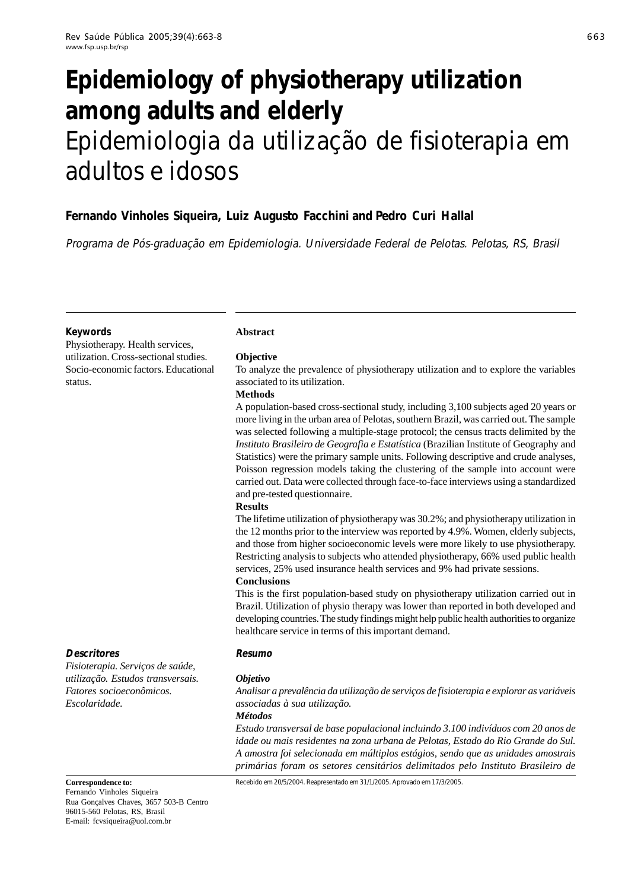# Epidemiology of physiotherapy utilization among adults and elderly

# Epidemiologia da utilização de fisioterapia em adultos e idosos

**Fernando Vinholes Siqueira, Luiz Augusto Facchini and Pedro Curi Hallal**

*Programa de Pós-graduação em Epidemiologia. Universidade Federal de Pelotas. Pelotas, RS, Brasil*

### Keywords

Physiotherapy. Health services, utilization. Cross-sectional studies. Socio-economic factors. Educational status.

### Abstract

**Objective**

To analyze the prevalence of physiotherapy utilization and to explore the variables associated to its utilization.

**Methods**

A population-based cross-sectional study, including 3,100 subjects aged 20 years or more living in the urban area of Pelotas, southern Brazil, was carried out. The sample was selected following a multiple-stage protocol; the census tracts delimited by the *Instituto Brasileiro de Geografia e Estatística* (Brazilian Institute of Geography and Statistics) were the primary sample units. Following descriptive and crude analyses, Poisson regression models taking the clustering of the sample into account were carried out. Data were collected through face-to-face interviews using a standardized and pre-tested questionnaire.

**Results**

The lifetime utilization of physiotherapy was 30.2%; and physiotherapy utilization in the 12 months prior to the interview was reported by 4.9%. Women, elderly subjects, and those from higher socioeconomic levels were more likely to use physiotherapy. Restricting analysis to subjects who attended physiotherapy, 66% used public health services, 25% used insurance health services and 9% had private sessions.

**Conclusions**

This is the first population-based study on physiotherapy utilization carried out in Brazil. Utilization of physio therapy was lower than reported in both developed and developing countries. The study findings might help public health authorities to organize healthcare service in terms of this important demand.

### *Descritores*

*Fisioterapia. Serviços de saúde, utilização. Estudos transversais. Fatores socioeconômicos. Escolaridade.*

### *Resumo*

***Objetivo***

*Analisar a prevalência da utilização de serviços de fisioterapia e explorar as variáveis associadas à sua utilização.*

***Métodos***

*Estudo transversal de base populacional incluindo 3.100 indivíduos com 20 anos de idade ou mais residentes na zona urbana de Pelotas, Estado do Rio Grande do Sul. A amostra foi selecionada em múltiplos estágios, sendo que as unidades amostrais primárias foram os setores censitários delimitados pelo Instituto Brasileiro de*

**Correspondence to:**
Fernando Vinholes Siqueira
Rua Gonçalves Chaves, 3657 503-B Centro
96015-560 Pelotas, RS, Brasil
E-mail: fcvsiqueira@uol.com.br

Recebido em 20/5/2004. Reapresentado em 31/1/2005. Aprovado em 17/3/2005.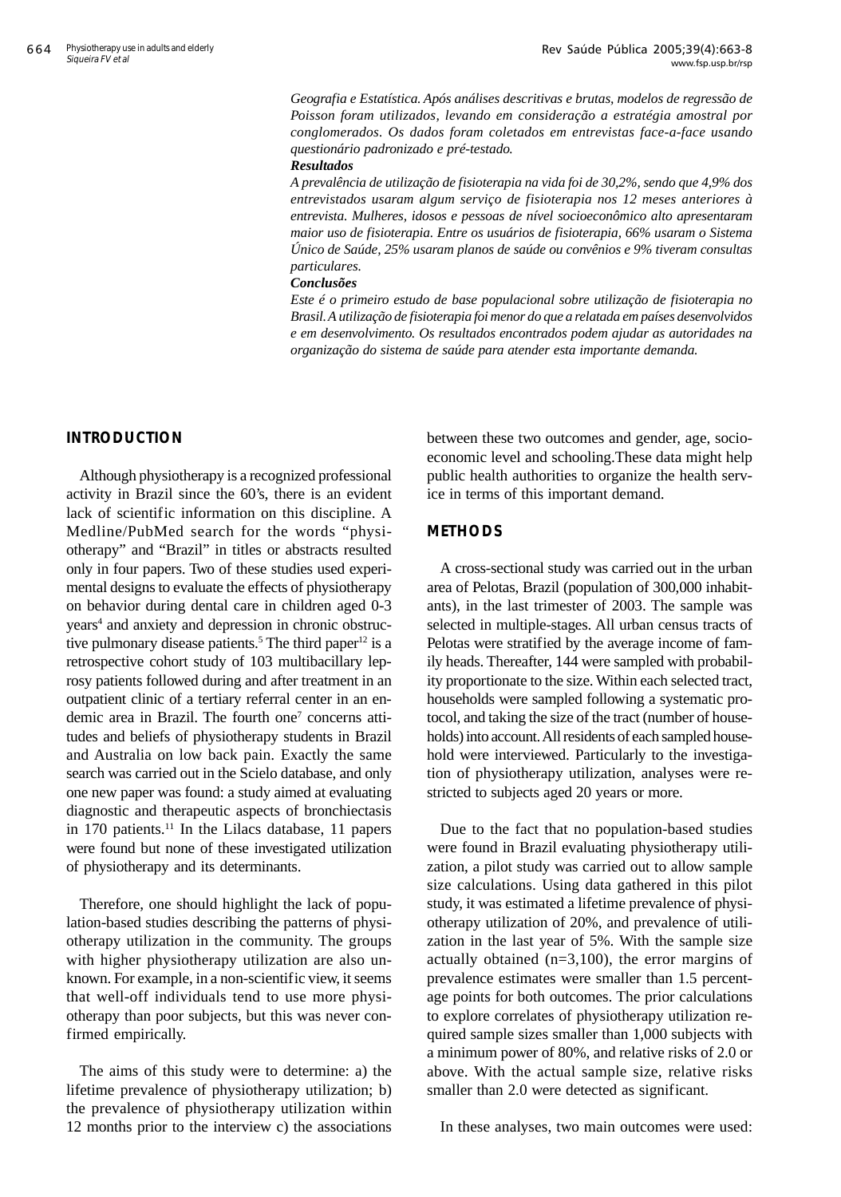*Geografia e Estatística. Após análises descritivas e brutas, modelos de regressão de Poisson foram utilizados, levando em consideração a estratégia amostral por conglomerados. Os dados foram coletados em entrevistas face-a-face usando questionário padronizado e pré-testado.*

***Resultados***

*A prevalência de utilização de fisioterapia na vida foi de 30,2%, sendo que 4,9% dos entrevistados usaram algum serviço de fisioterapia nos 12 meses anteriores à entrevista. Mulheres, idosos e pessoas de nível socioeconômico alto apresentaram maior uso de fisioterapia. Entre os usuários de fisioterapia, 66% usaram o Sistema Único de Saúde, 25% usaram planos de saúde ou convênios e 9% tiveram consultas particulares.*

***Conclusões***

*Este é o primeiro estudo de base populacional sobre utilização de fisioterapia no Brasil. A utilização de fisioterapia foi menor do que a relatada em países desenvolvidos e em desenvolvimento. Os resultados encontrados podem ajudar as autoridades na organização do sistema de saúde para atender esta importante demanda.*

## INTRODUCTION

Although physiotherapy is a recognized professional activity in Brazil since the 60's, there is an evident lack of scientific information on this discipline. A Medline/PubMed search for the words "physiotherapy" and "Brazil" in titles or abstracts resulted only in four papers. Two of these studies used experimental designs to evaluate the effects of physiotherapy on behavior during dental care in children aged 0-3 years[4] and anxiety and depression in chronic obstructive pulmonary disease patients.[5] The third paper[12] is a retrospective cohort study of 103 multibacillary leprosy patients followed during and after treatment in an outpatient clinic of a tertiary referral center in an endemic area in Brazil. The fourth one[7] concerns attitudes and beliefs of physiotherapy students in Brazil and Australia on low back pain. Exactly the same search was carried out in the Scielo database, and only one new paper was found: a study aimed at evaluating diagnostic and therapeutic aspects of bronchiectasis in 170 patients.[11] In the Lilacs database, 11 papers were found but none of these investigated utilization of physiotherapy and its determinants.

Therefore, one should highlight the lack of population-based studies describing the patterns of physiotherapy utilization in the community. The groups with higher physiotherapy utilization are also unknown. For example, in a non-scientific view, it seems that well-off individuals tend to use more physiotherapy than poor subjects, but this was never confirmed empirically.

The aims of this study were to determine: a) the lifetime prevalence of physiotherapy utilization; b) the prevalence of physiotherapy utilization within 12 months prior to the interview c) the associations between these two outcomes and gender, age, socioeconomic level and schooling.These data might help public health authorities to organize the health service in terms of this important demand.

## METHODS

A cross-sectional study was carried out in the urban area of Pelotas, Brazil (population of 300,000 inhabitants), in the last trimester of 2003. The sample was selected in multiple-stages. All urban census tracts of Pelotas were stratified by the average income of family heads. Thereafter, 144 were sampled with probability proportionate to the size. Within each selected tract, households were sampled following a systematic protocol, and taking the size of the tract (number of households) into account. All residents of each sampled household were interviewed. Particularly to the investigation of physiotherapy utilization, analyses were restricted to subjects aged 20 years or more.

Due to the fact that no population-based studies were found in Brazil evaluating physiotherapy utilization, a pilot study was carried out to allow sample size calculations. Using data gathered in this pilot study, it was estimated a lifetime prevalence of physiotherapy utilization of 20%, and prevalence of utilization in the last year of 5%. With the sample size actually obtained (n=3,100), the error margins of prevalence estimates were smaller than 1.5 percentage points for both outcomes. The prior calculations to explore correlates of physiotherapy utilization required sample sizes smaller than 1,000 subjects with a minimum power of 80%, and relative risks of 2.0 or above. With the actual sample size, relative risks smaller than 2.0 were detected as significant.

In these analyses, two main outcomes were used: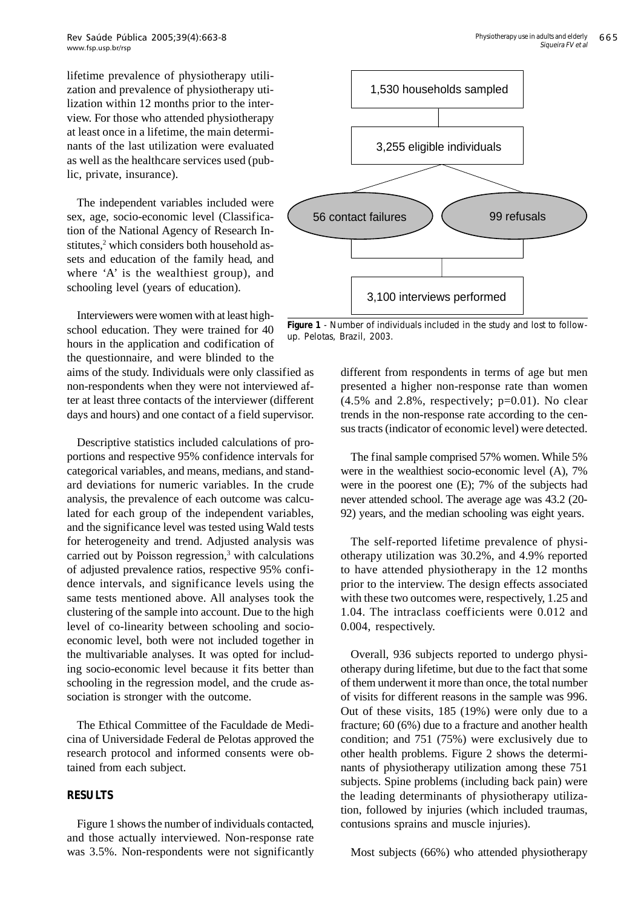lifetime prevalence of physiotherapy utilization and prevalence of physiotherapy utilization within 12 months prior to the interview. For those who attended physiotherapy at least once in a lifetime, the main determinants of the last utilization were evaluated as well as the healthcare services used (public, private, insurance).

The independent variables included were sex, age, socio-economic level (Classification of the National Agency of Research Institutes,[2] which considers both household assets and education of the family head, and where 'A' is the wealthiest group), and schooling level (years of education).

Interviewers were women with at least high-school education. They were trained for 40 hours in the application and codification of the questionnaire, and were blinded to the aims of the study. Individuals were only classified as non-respondents when they were not interviewed after at least three contacts of the interviewer (different days and hours) and one contact of a field supervisor.

Descriptive statistics included calculations of proportions and respective 95% confidence intervals for categorical variables, and means, medians, and standard deviations for numeric variables. In the crude analysis, the prevalence of each outcome was calculated for each group of the independent variables, and the significance level was tested using Wald tests for heterogeneity and trend. Adjusted analysis was carried out by Poisson regression,[3] with calculations of adjusted prevalence ratios, respective 95% confidence intervals, and significance levels using the same tests mentioned above. All analyses took the clustering of the sample into account. Due to the high level of co-linearity between schooling and socio-economic level, both were not included together in the multivariable analyses. It was opted for including socio-economic level because it fits better than schooling in the regression model, and the crude association is stronger with the outcome.

The Ethical Committee of the Faculdade de Medicina of Universidade Federal de Pelotas approved the research protocol and informed consents were obtained from each subject.

## RESULTS

Figure 1 shows the number of individuals contacted, and those actually interviewed. Non-response rate was 3.5%. Non-respondents were not significantly different from respondents in terms of age but men presented a higher non-response rate than women (4.5% and 2.8%, respectively; p=0.01). No clear trends in the non-response rate according to the census tracts (indicator of economic level) were detected.

1,530 households sampled

3,255 eligible individuals

56 contact failures

99 refusals

3,100 interviews performed

**Figure 1** - Number of individuals included in the study and lost to follow-up. Pelotas, Brazil, 2003.

The final sample comprised 57% women. While 5% were in the wealthiest socio-economic level (A), 7% were in the poorest one (E); 7% of the subjects had never attended school. The average age was 43.2 (20-92) years, and the median schooling was eight years.

The self-reported lifetime prevalence of physiotherapy utilization was 30.2%, and 4.9% reported to have attended physiotherapy in the 12 months prior to the interview. The design effects associated with these two outcomes were, respectively, 1.25 and 1.04. The intraclass coefficients were 0.012 and 0.004, respectively.

Overall, 936 subjects reported to undergo physiotherapy during lifetime, but due to the fact that some of them underwent it more than once, the total number of visits for different reasons in the sample was 996. Out of these visits, 185 (19%) were only due to a fracture; 60 (6%) due to a fracture and another health condition; and 751 (75%) were exclusively due to other health problems. Figure 2 shows the determinants of physiotherapy utilization among these 751 subjects. Spine problems (including back pain) were the leading determinants of physiotherapy utilization, followed by injuries (which included traumas, contusions sprains and muscle injuries).

Most subjects (66%) who attended physiotherapy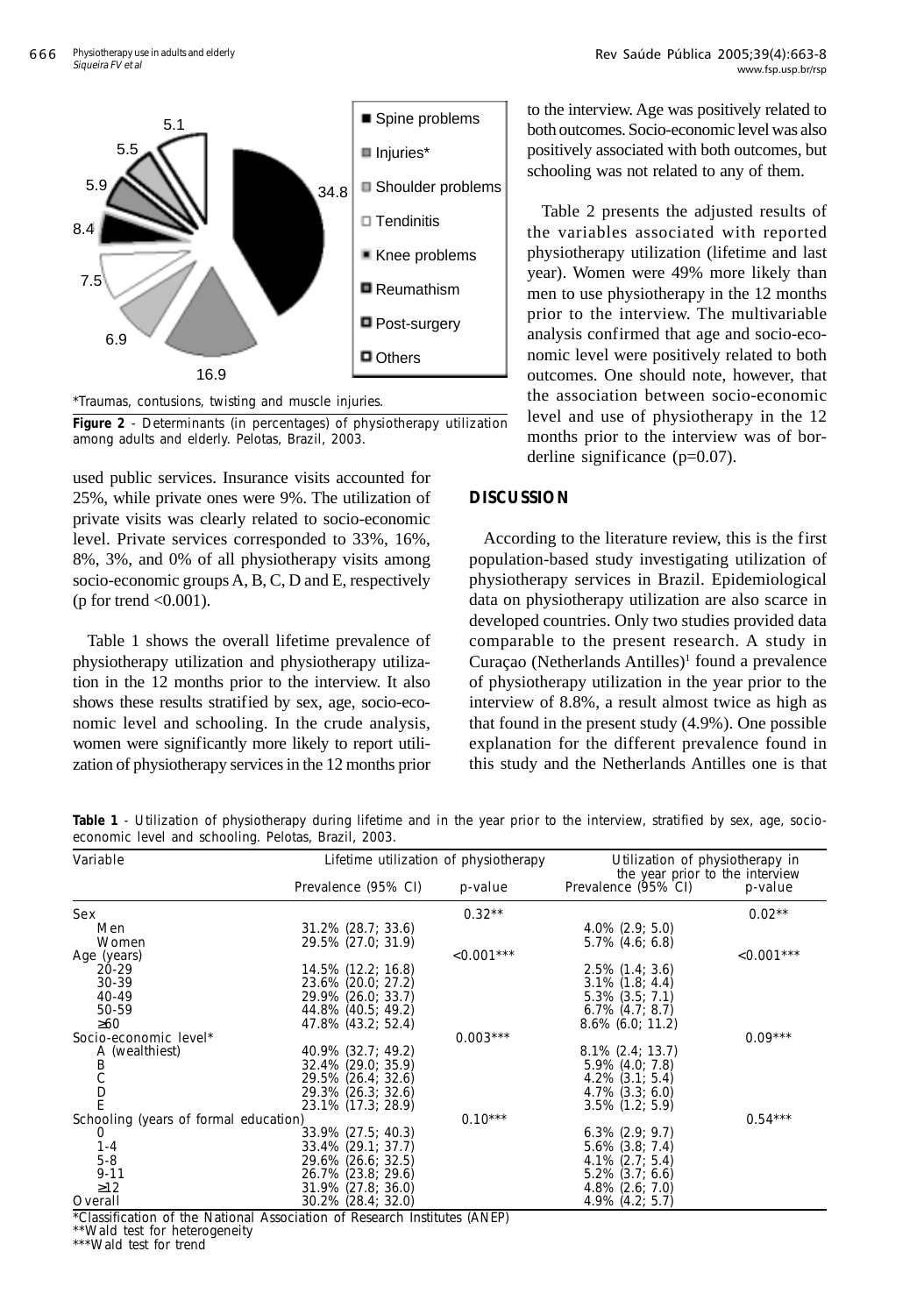\*Traumas, contusions, twisting and muscle injuries.

**Figure 2** - Determinants (in percentages) of physiotherapy utilization among adults and elderly. Pelotas, Brazil, 2003.

used public services. Insurance visits accounted for 25%, while private ones were 9%. The utilization of private visits was clearly related to socio-economic level. Private services corresponded to 33%, 16%, 8%, 3%, and 0% of all physiotherapy visits among socio-economic groups A, B, C, D and E, respectively (p for trend <0.001).

Table 1 shows the overall lifetime prevalence of physiotherapy utilization and physiotherapy utilization in the 12 months prior to the interview. It also shows these results stratified by sex, age, socio-economic level and schooling. In the crude analysis, women were significantly more likely to report utilization of physiotherapy services in the 12 months prior to the interview. Age was positively related to both outcomes. Socio-economic level was also positively associated with both outcomes, but schooling was not related to any of them.

Table 2 presents the adjusted results of the variables associated with reported physiotherapy utilization (lifetime and last year). Women were 49% more likely than men to use physiotherapy in the 12 months prior to the interview. The multivariable analysis confirmed that age and socio-economic level were positively related to both outcomes. One should note, however, that the association between socio-economic level and use of physiotherapy in the 12 months prior to the interview was of borderline significance (p=0.07).

## DISCUSSION

According to the literature review, this is the first population-based study investigating utilization of physiotherapy services in Brazil. Epidemiological data on physiotherapy utilization are also scarce in developed countries. Only two studies provided data comparable to the present research. A study in Curaçao (Netherlands Antilles)[1] found a prevalence of physiotherapy utilization in the year prior to the interview of 8.8%, a result almost twice as high as that found in the present study (4.9%). One possible explanation for the different prevalence found in this study and the Netherlands Antilles one is that

**Table 1** - Utilization of physiotherapy during lifetime and in the year prior to the interview, stratified by sex, age, socio-economic level and schooling. Pelotas, Brazil, 2003.

| Variable | Lifetime utilization of physiotherapy | | Utilization of physiotherapy in the year prior to the interview | |
|---|---|---|---|---|
| | Prevalence (95% CI) | p-value | Prevalence (95% CI) | p-value |
| Sex | | 0.32** | | 0.02** |
| Men | 31.2% (28.7; 33.6) | | 4.0% (2.9; 5.0) | |
| Women | 29.5% (27.0; 31.9) | | 5.7% (4.6; 6.8) | |
| Age (years) | | <0.001*** | | <0.001*** |
| 20-29 | 14.5% (12.2; 16.8) | | 2.5% (1.4; 3.6) | |
| 30-39 | 23.6% (20.0; 27.2) | | 3.1% (1.8; 4.4) | |
| 40-49 | 29.9% (26.0; 33.7) | | 5.3% (3.5; 7.1) | |
| 50-59 | 44.8% (40.5; 49.2) | | 6.7% (4.7; 8.7) | |
| ≥60 | 47.8% (43.2; 52.4) | | 8.6% (6.0; 11.2) | |
| Socio-economic level* | | 0.003*** | | 0.09*** |
| A (wealthiest) | 40.9% (32.7; 49.2) | | 8.1% (2.4; 13.7) | |
| B | 32.4% (29.0; 35.9) | | 5.9% (4.0; 7.8) | |
| C | 29.5% (26.4; 32.6) | | 4.2% (3.1; 5.4) | |
| D | 29.3% (26.3; 32.6) | | 4.7% (3.3; 6.0) | |
| E | 23.1% (17.3; 28.9) | | 3.5% (1.2; 5.9) | |
| Schooling (years of formal education) | | 0.10*** | | 0.54*** |
| 0 | 33.9% (27.5; 40.3) | | 6.3% (2.9; 9.7) | |
| 1-4 | 33.4% (29.1; 37.7) | | 5.6% (3.8; 7.4) | |
| 5-8 | 29.6% (26.6; 32.5) | | 4.1% (2.7; 5.4) | |
| 9-11 | 26.7% (23.8; 29.6) | | 5.2% (3.7; 6.6) | |
| ≥12 | 31.9% (27.8; 36.0) | | 4.8% (2.6; 7.0) | |
| Overall | 30.2% (28.4; 32.0) | | 4.9% (4.2; 5.7) | |

\*Classification of the National Association of Research Institutes (ANEP)
\*\*Wald test for heterogeneity
\*\*\*Wald test for trend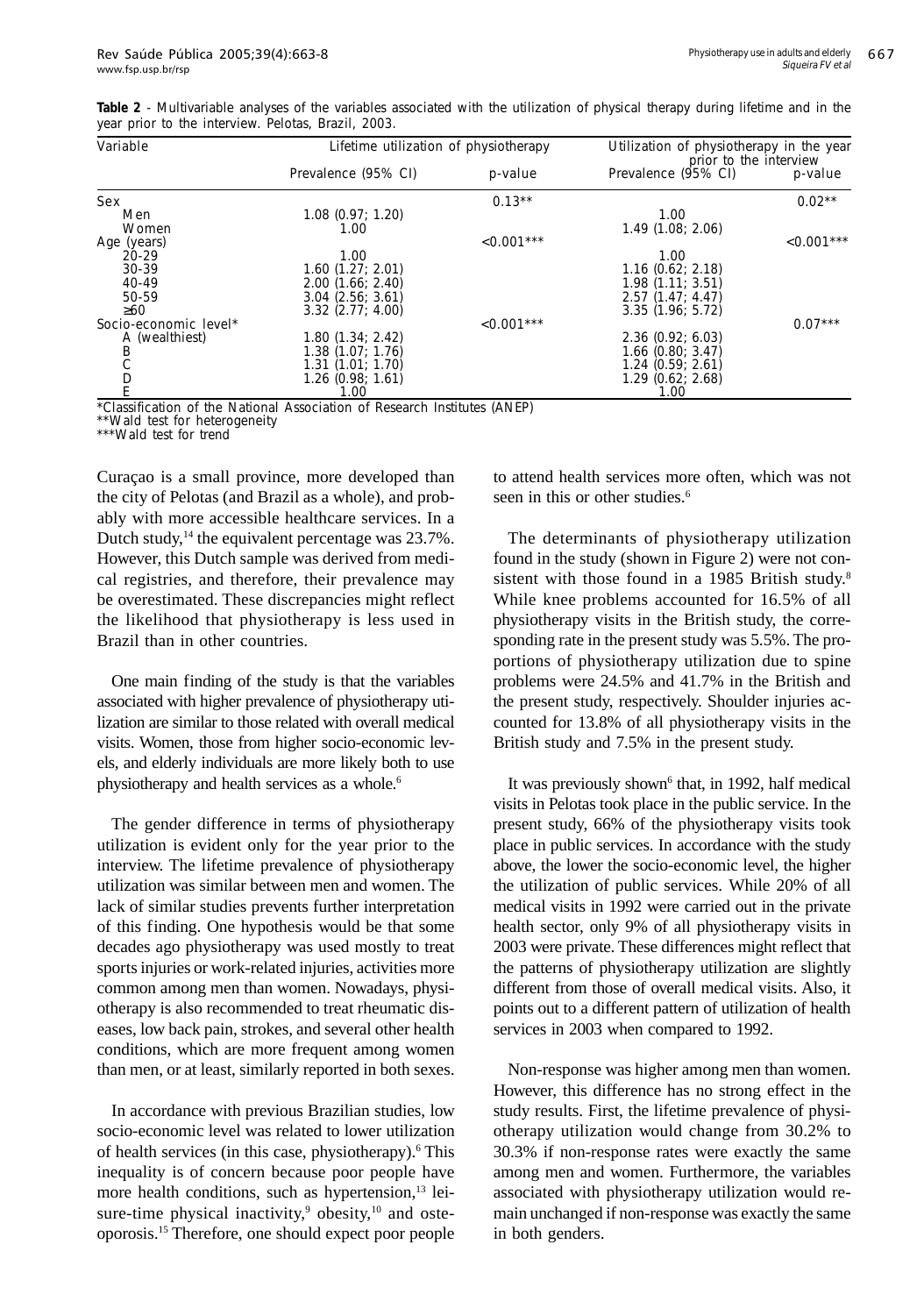**Table 2** - Multivariable analyses of the variables associated with the utilization of physical therapy during lifetime and in the year prior to the interview. Pelotas, Brazil, 2003.

| Variable | Lifetime utilization of physiotherapy | | Utilization of physiotherapy in the year prior to the interview | |
|---|---|---|---|---|
| | Prevalence (95% CI) | p-value | Prevalence (95% CI) | p-value |
| Sex | | 0.13** | | 0.02** |
| Men | 1.08 (0.97; 1.20) | | 1.00 | |
| Women | 1.00 | | 1.49 (1.08; 2.06) | |
| Age (years) | | <0.001*** | | <0.001*** |
| 20-29 | 1.00 | | 1.00 | |
| 30-39 | 1.60 (1.27; 2.01) | | 1.16 (0.62; 2.18) | |
| 40-49 | 2.00 (1.66; 2.40) | | 1.98 (1.11; 3.51) | |
| 50-59 | 3.04 (2.56; 3.61) | | 2.57 (1.47; 4.47) | |
| ≥60 | 3.32 (2.77; 4.00) | | 3.35 (1.96; 5.72) | |
| Socio-economic level* | | <0.001*** | | 0.07*** |
| A (wealthiest) | 1.80 (1.34; 2.42) | | 2.36 (0.92; 6.03) | |
| B | 1.38 (1.07; 1.76) | | 1.66 (0.80; 3.47) | |
| C | 1.31 (1.01; 1.70) | | 1.24 (0.59; 2.61) | |
| D | 1.26 (0.98; 1.61) | | 1.29 (0.62; 2.68) | |
| E | 1.00 | | 1.00 | |

*Classification of the National Association of Research Institutes (ANEP)
**Wald test for heterogeneity
***Wald test for trend

Curaçao is a small province, more developed than the city of Pelotas (and Brazil as a whole), and probably with more accessible healthcare services. In a Dutch study,[14] the equivalent percentage was 23.7%. However, this Dutch sample was derived from medical registries, and therefore, their prevalence may be overestimated. These discrepancies might reflect the likelihood that physiotherapy is less used in Brazil than in other countries.

One main finding of the study is that the variables associated with higher prevalence of physiotherapy utilization are similar to those related with overall medical visits. Women, those from higher socio-economic levels, and elderly individuals are more likely both to use physiotherapy and health services as a whole.[6]

The gender difference in terms of physiotherapy utilization is evident only for the year prior to the interview. The lifetime prevalence of physiotherapy utilization was similar between men and women. The lack of similar studies prevents further interpretation of this finding. One hypothesis would be that some decades ago physiotherapy was used mostly to treat sports injuries or work-related injuries, activities more common among men than women. Nowadays, physiotherapy is also recommended to treat rheumatic diseases, low back pain, strokes, and several other health conditions, which are more frequent among women than men, or at least, similarly reported in both sexes.

In accordance with previous Brazilian studies, low socio-economic level was related to lower utilization of health services (in this case, physiotherapy).[6] This inequality is of concern because poor people have more health conditions, such as hypertension,[13] leisure-time physical inactivity,[9] obesity,[10] and osteoporosis.[15] Therefore, one should expect poor people to attend health services more often, which was not seen in this or other studies.[6]

The determinants of physiotherapy utilization found in the study (shown in Figure 2) were not consistent with those found in a 1985 British study.[8] While knee problems accounted for 16.5% of all physiotherapy visits in the British study, the corresponding rate in the present study was 5.5%. The proportions of physiotherapy utilization due to spine problems were 24.5% and 41.7% in the British and the present study, respectively. Shoulder injuries accounted for 13.8% of all physiotherapy visits in the British study and 7.5% in the present study.

It was previously shown[6] that, in 1992, half medical visits in Pelotas took place in the public service. In the present study, 66% of the physiotherapy visits took place in public services. In accordance with the study above, the lower the socio-economic level, the higher the utilization of public services. While 20% of all medical visits in 1992 were carried out in the private health sector, only 9% of all physiotherapy visits in 2003 were private. These differences might reflect that the patterns of physiotherapy utilization are slightly different from those of overall medical visits. Also, it points out to a different pattern of utilization of health services in 2003 when compared to 1992.

Non-response was higher among men than women. However, this difference has no strong effect in the study results. First, the lifetime prevalence of physiotherapy utilization would change from 30.2% to 30.3% if non-response rates were exactly the same among men and women. Furthermore, the variables associated with physiotherapy utilization would remain unchanged if non-response was exactly the same in both genders.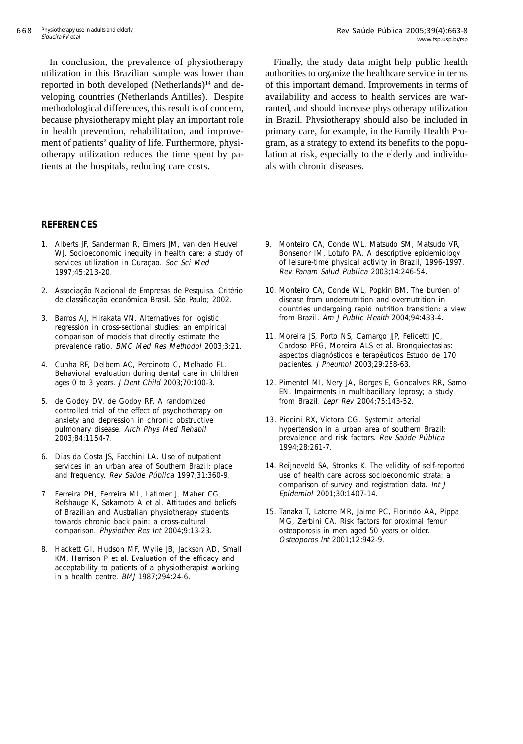In conclusion, the prevalence of physiotherapy utilization in this Brazilian sample was lower than reported in both developed (Netherlands)[14] and developing countries (Netherlands Antilles).[1] Despite methodological differences, this result is of concern, because physiotherapy might play an important role in health prevention, rehabilitation, and improvement of patients' quality of life. Furthermore, physiotherapy utilization reduces the time spent by patients at the hospitals, reducing care costs.

Finally, the study data might help public health authorities to organize the healthcare service in terms of this important demand. Improvements in terms of availability and access to health services are warranted, and should increase physiotherapy utilization in Brazil. Physiotherapy should also be included in primary care, for example, in the Family Health Program, as a strategy to extend its benefits to the population at risk, especially to the elderly and individuals with chronic diseases.

## REFERENCES

1. Alberts JF, Sanderman R, Eimers JM, van den Heuvel WJ. Socioeconomic inequity in health care: a study of services utilization in Curaçao. *Soc Sci Med* 1997;45:213-20.
2. Associação Nacional de Empresas de Pesquisa. Critério de classificação econômica Brasil. São Paulo; 2002.
3. Barros AJ, Hirakata VN. Alternatives for logistic regression in cross-sectional studies: an empirical comparison of models that directly estimate the prevalence ratio. *BMC Med Res Methodol* 2003;3:21.
4. Cunha RF, Delbem AC, Percinoto C, Melhado FL. Behavioral evaluation during dental care in children ages 0 to 3 years. *J Dent Child* 2003;70:100-3.
5. de Godoy DV, de Godoy RF. A randomized controlled trial of the effect of psychotherapy on anxiety and depression in chronic obstructive pulmonary disease. *Arch Phys Med Rehabil* 2003;84:1154-7.
6. Dias da Costa JS, Facchini LA. Use of outpatient services in an urban area of Southern Brazil: place and frequency. *Rev Saúde Pública* 1997;31:360-9.
7. Ferreira PH, Ferreira ML, Latimer J, Maher CG, Refshauge K, Sakamoto A et al. Attitudes and beliefs of Brazilian and Australian physiotherapy students towards chronic back pain: a cross-cultural comparison. *Physiother Res Int* 2004;9:13-23.
8. Hackett GI, Hudson MF, Wylie JB, Jackson AD, Small KM, Harrison P et al. Evaluation of the efficacy and acceptability to patients of a physiotherapist working in a health centre. *BMJ* 1987;294:24-6.
9. Monteiro CA, Conde WL, Matsudo SM, Matsudo VR, Bonsenor IM, Lotufo PA. A descriptive epidemiology of leisure-time physical activity in Brazil, 1996-1997. *Rev Panam Salud Publica* 2003;14:246-54.
10. Monteiro CA, Conde WL, Popkin BM. The burden of disease from undernutrition and overnutrition in countries undergoing rapid nutrition transition: a view from Brazil. *Am J Public Health* 2004;94:433-4.
11. Moreira JS, Porto NS, Camargo JJP, Felicetti JC, Cardoso PFG, Moreira ALS et al. Bronquiectasias: aspectos diagnósticos e terapêuticos Estudo de 170 pacientes. *J Pneumol* 2003;29:258-63.
12. Pimentel MI, Nery JA, Borges E, Goncalves RR, Sarno EN. Impairments in multibacillary leprosy; a study from Brazil. *Lepr Rev* 2004;75:143-52.
13. Piccini RX, Victora CG. Systemic arterial hypertension in a urban area of southern Brazil: prevalence and risk factors. *Rev Saúde Pública* 1994;28:261-7.
14. Reijneveld SA, Stronks K. The validity of self-reported use of health care across socioeconomic strata: a comparison of survey and registration data. *Int J Epidemiol* 2001;30:1407-14.
15. Tanaka T, Latorre MR, Jaime PC, Florindo AA, Pippa MG, Zerbini CA. Risk factors for proximal femur osteoporosis in men aged 50 years or older. *Osteoporos Int* 2001;12:942-9.